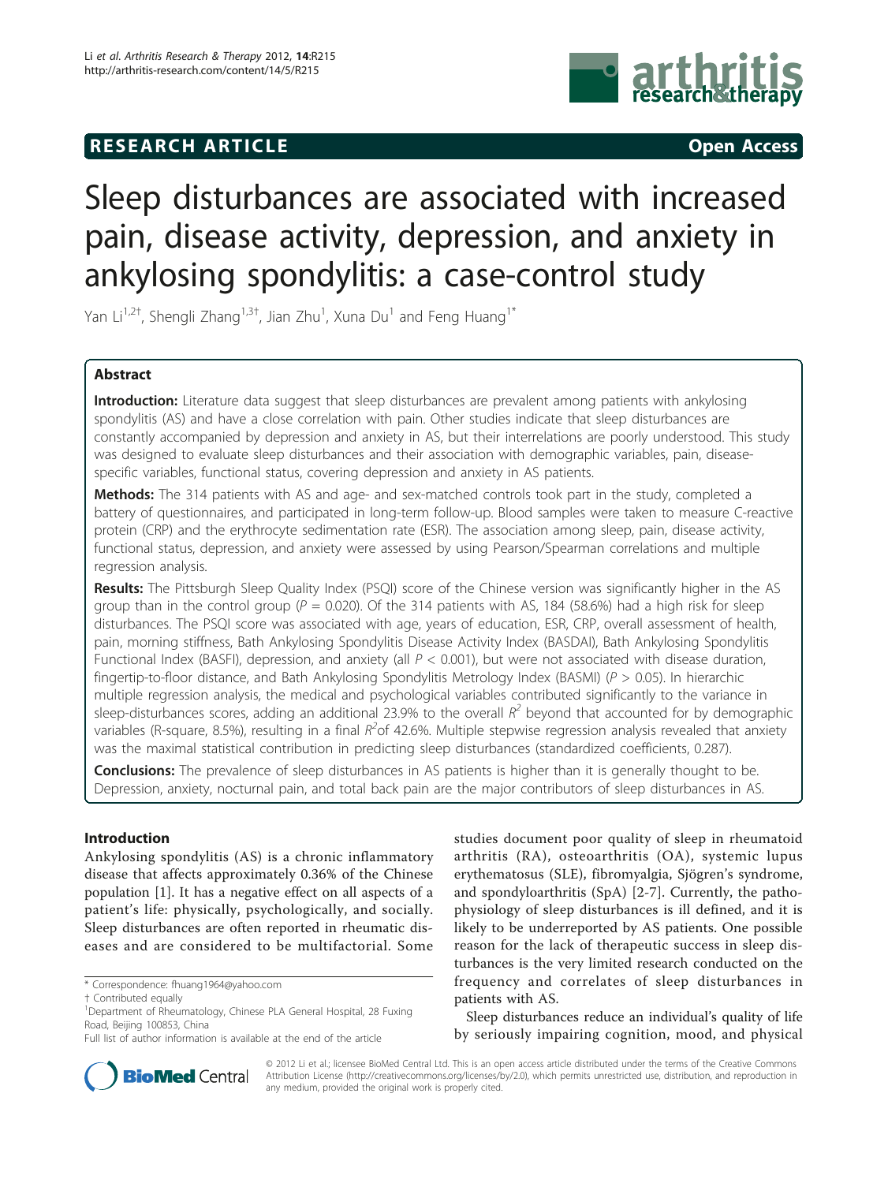# RESEARCH ARTICLE

Open Access

# Sleep disturbances are associated with increased pain, disease activity, depression, and anxiety in ankylosing spondylitis: a case-control study

Yan Li[1,2†], Shengli Zhang[1,3†], Jian Zhu[1], Xuna Du[1] and Feng Huang[1*]

## Abstract

**Introduction:** Literature data suggest that sleep disturbances are prevalent among patients with ankylosing spondylitis (AS) and have a close correlation with pain. Other studies indicate that sleep disturbances are constantly accompanied by depression and anxiety in AS, but their interrelations are poorly understood. This study was designed to evaluate sleep disturbances and their association with demographic variables, pain, disease-specific variables, functional status, covering depression and anxiety in AS patients.

**Methods:** The 314 patients with AS and age- and sex-matched controls took part in the study, completed a battery of questionnaires, and participated in long-term follow-up. Blood samples were taken to measure C-reactive protein (CRP) and the erythrocyte sedimentation rate (ESR). The association among sleep, pain, disease activity, functional status, depression, and anxiety were assessed by using Pearson/Spearman correlations and multiple regression analysis.

**Results:** The Pittsburgh Sleep Quality Index (PSQI) score of the Chinese version was significantly higher in the AS group than in the control group ($P$ = 0.020). Of the 314 patients with AS, 184 (58.6%) had a high risk for sleep disturbances. The PSQI score was associated with age, years of education, ESR, CRP, overall assessment of health, pain, morning stiffness, Bath Ankylosing Spondylitis Disease Activity Index (BASDAI), Bath Ankylosing Spondylitis Functional Index (BASFI), depression, and anxiety (all $P < 0.001$), but were not associated with disease duration, fingertip-to-floor distance, and Bath Ankylosing Spondylitis Metrology Index (BASMI) ($P > 0.05$). In hierarchic multiple regression analysis, the medical and psychological variables contributed significantly to the variance in sleep-disturbances scores, adding an additional 23.9% to the overall $R^2$ beyond that accounted for by demographic variables (R-square, 8.5%), resulting in a final $R^2$ of 42.6%. Multiple stepwise regression analysis revealed that anxiety was the maximal statistical contribution in predicting sleep disturbances (standardized coefficients, 0.287).

**Conclusions:** The prevalence of sleep disturbances in AS patients is higher than it is generally thought to be. Depression, anxiety, nocturnal pain, and total back pain are the major contributors of sleep disturbances in AS.

## Introduction

Ankylosing spondylitis (AS) is a chronic inflammatory disease that affects approximately 0.36% of the Chinese population [1]. It has a negative effect on all aspects of a patient's life: physically, psychologically, and socially. Sleep disturbances are often reported in rheumatic diseases and are considered to be multifactorial. Some studies document poor quality of sleep in rheumatoid arthritis (RA), osteoarthritis (OA), systemic lupus erythematosus (SLE), fibromyalgia, Sjögren's syndrome, and spondyloarthritis (SpA) [2-7]. Currently, the pathophysiology of sleep disturbances is ill defined, and it is likely to be underreported by AS patients. One possible reason for the lack of therapeutic success in sleep disturbances is the very limited research conducted on the frequency and correlates of sleep disturbances in patients with AS.

Sleep disturbances reduce an individual's quality of life by seriously impairing cognition, mood, and physical

\* Correspondence: fhuang1964@yahoo.com
† Contributed equally
[1]Department of Rheumatology, Chinese PLA General Hospital, 28 Fuxing Road, Beijing 100853, China
Full list of author information is available at the end of the article

© 2012 Li et al.; licensee BioMed Central Ltd. This is an open access article distributed under the terms of the Creative Commons Attribution License (http://creativecommons.org/licenses/by/2.0), which permits unrestricted use, distribution, and reproduction in any medium, provided the original work is properly cited.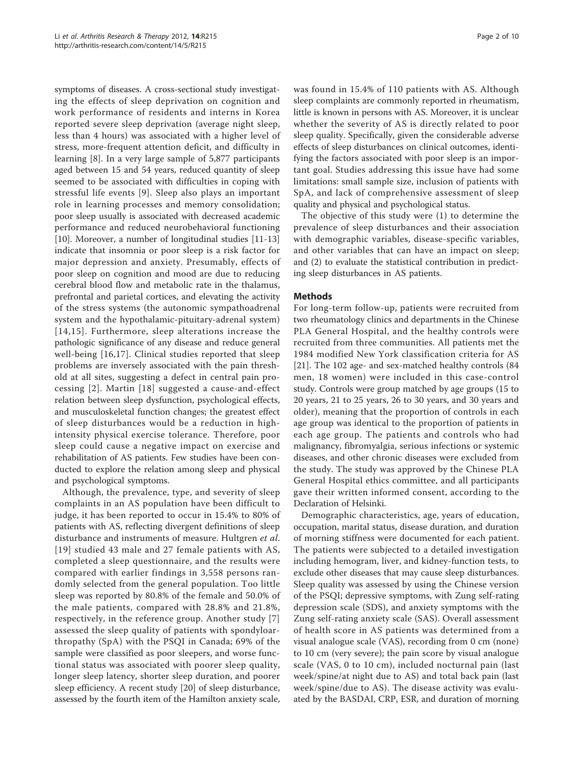symptoms of diseases. A cross-sectional study investigating the effects of sleep deprivation on cognition and work performance of residents and interns in Korea reported severe sleep deprivation (average night sleep, less than 4 hours) was associated with a higher level of stress, more-frequent attention deficit, and difficulty in learning [8]. In a very large sample of 5,877 participants aged between 15 and 54 years, reduced quantity of sleep seemed to be associated with difficulties in coping with stressful life events [9]. Sleep also plays an important role in learning processes and memory consolidation; poor sleep usually is associated with decreased academic performance and reduced neurobehavioral functioning [10]. Moreover, a number of longitudinal studies [11-13] indicate that insomnia or poor sleep is a risk factor for major depression and anxiety. Presumably, effects of poor sleep on cognition and mood are due to reducing cerebral blood flow and metabolic rate in the thalamus, prefrontal and parietal cortices, and elevating the activity of the stress systems (the autonomic sympathoadrenal system and the hypothalamic-pituitary-adrenal system) [14,15]. Furthermore, sleep alterations increase the pathologic significance of any disease and reduce general well-being [16,17]. Clinical studies reported that sleep problems are inversely associated with the pain threshold at all sites, suggesting a defect in central pain processing [2]. Martin [18] suggested a cause-and-effect relation between sleep dysfunction, psychological effects, and musculoskeletal function changes; the greatest effect of sleep disturbances would be a reduction in high-intensity physical exercise tolerance. Therefore, poor sleep could cause a negative impact on exercise and rehabilitation of AS patients. Few studies have been conducted to explore the relation among sleep and physical and psychological symptoms.

Although, the prevalence, type, and severity of sleep complaints in an AS population have been difficult to judge, it has been reported to occur in 15.4% to 80% of patients with AS, reflecting divergent definitions of sleep disturbance and instruments of measure. Hultgren *et al.* [19] studied 43 male and 27 female patients with AS, completed a sleep questionnaire, and the results were compared with earlier findings in 3,558 persons randomly selected from the general population. Too little sleep was reported by 80.8% of the female and 50.0% of the male patients, compared with 28.8% and 21.8%, respectively, in the reference group. Another study [7] assessed the sleep quality of patients with spondyloarthropathy (SpA) with the PSQI in Canada; 69% of the sample were classified as poor sleepers, and worse functional status was associated with poorer sleep quality, longer sleep latency, shorter sleep duration, and poorer sleep efficiency. A recent study [20] of sleep disturbance, assessed by the fourth item of the Hamilton anxiety scale, was found in 15.4% of 110 patients with AS. Although sleep complaints are commonly reported in rheumatism, little is known in persons with AS. Moreover, it is unclear whether the severity of AS is directly related to poor sleep quality. Specifically, given the considerable adverse effects of sleep disturbances on clinical outcomes, identifying the factors associated with poor sleep is an important goal. Studies addressing this issue have had some limitations: small sample size, inclusion of patients with SpA, and lack of comprehensive assessment of sleep quality and physical and psychological status.

The objective of this study were (1) to determine the prevalence of sleep disturbances and their association with demographic variables, disease-specific variables, and other variables that can have an impact on sleep; and (2) to evaluate the statistical contribution in predicting sleep disturbances in AS patients.

## Methods

For long-term follow-up, patients were recruited from two rheumatology clinics and departments in the Chinese PLA General Hospital, and the healthy controls were recruited from three communities. All patients met the 1984 modified New York classification criteria for AS [21]. The 102 age- and sex-matched healthy controls (84 men, 18 women) were included in this case-control study. Controls were group matched by age groups (15 to 20 years, 21 to 25 years, 26 to 30 years, and 30 years and older), meaning that the proportion of controls in each age group was identical to the proportion of patients in each age group. The patients and controls who had malignancy, fibromyalgia, serious infections or systemic diseases, and other chronic diseases were excluded from the study. The study was approved by the Chinese PLA General Hospital ethics committee, and all participants gave their written informed consent, according to the Declaration of Helsinki.

Demographic characteristics, age, years of education, occupation, marital status, disease duration, and duration of morning stiffness were documented for each patient. The patients were subjected to a detailed investigation including hemogram, liver, and kidney-function tests, to exclude other diseases that may cause sleep disturbances. Sleep quality was assessed by using the Chinese version of the PSQI; depressive symptoms, with Zung self-rating depression scale (SDS), and anxiety symptoms with the Zung self-rating anxiety scale (SAS). Overall assessment of health score in AS patients was determined from a visual analogue scale (VAS), recording from 0 cm (none) to 10 cm (very severe); the pain score by visual analogue scale (VAS, 0 to 10 cm), included nocturnal pain (last week/spine/at night due to AS) and total back pain (last week/spine/due to AS). The disease activity was evaluated by the BASDAI, CRP, ESR, and duration of morning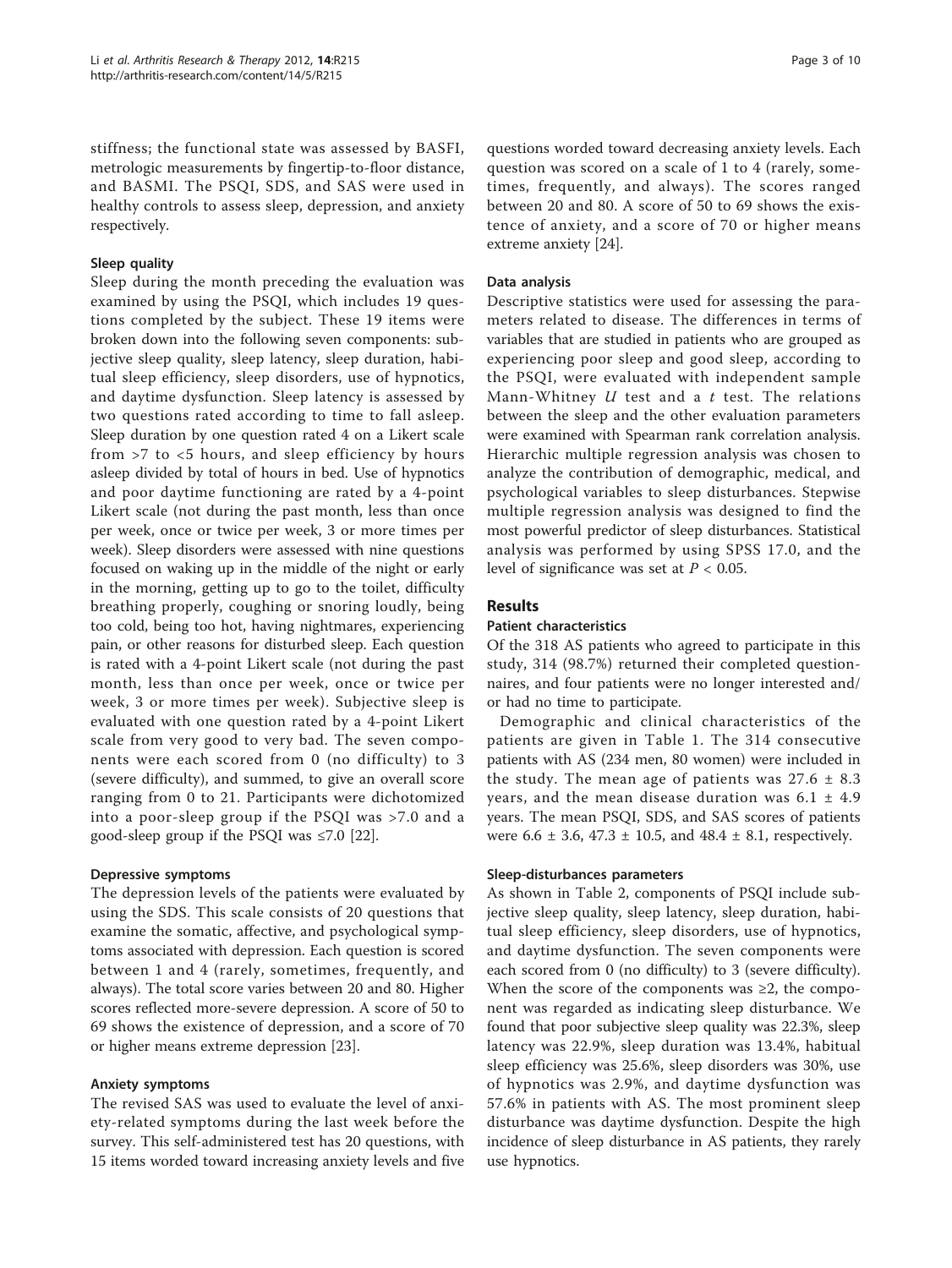stiffness; the functional state was assessed by BASFI, metrologic measurements by fingertip-to-floor distance, and BASMI. The PSQI, SDS, and SAS were used in healthy controls to assess sleep, depression, and anxiety respectively.

### Sleep quality

Sleep during the month preceding the evaluation was examined by using the PSQI, which includes 19 questions completed by the subject. These 19 items were broken down into the following seven components: subjective sleep quality, sleep latency, sleep duration, habitual sleep efficiency, sleep disorders, use of hypnotics, and daytime dysfunction. Sleep latency is assessed by two questions rated according to time to fall asleep. Sleep duration by one question rated 4 on a Likert scale from >7 to <5 hours, and sleep efficiency by hours asleep divided by total of hours in bed. Use of hypnotics and poor daytime functioning are rated by a 4-point Likert scale (not during the past month, less than once per week, once or twice per week, 3 or more times per week). Sleep disorders were assessed with nine questions focused on waking up in the middle of the night or early in the morning, getting up to go to the toilet, difficulty breathing properly, coughing or snoring loudly, being too cold, being too hot, having nightmares, experiencing pain, or other reasons for disturbed sleep. Each question is rated with a 4-point Likert scale (not during the past month, less than once per week, once or twice per week, 3 or more times per week). Subjective sleep is evaluated with one question rated by a 4-point Likert scale from very good to very bad. The seven components were each scored from 0 (no difficulty) to 3 (severe difficulty), and summed, to give an overall score ranging from 0 to 21. Participants were dichotomized into a poor-sleep group if the PSQI was >7.0 and a good-sleep group if the PSQI was ≤7.0 [22].

### Depressive symptoms

The depression levels of the patients were evaluated by using the SDS. This scale consists of 20 questions that examine the somatic, affective, and psychological symptoms associated with depression. Each question is scored between 1 and 4 (rarely, sometimes, frequently, and always). The total score varies between 20 and 80. Higher scores reflected more-severe depression. A score of 50 to 69 shows the existence of depression, and a score of 70 or higher means extreme depression [23].

### Anxiety symptoms

The revised SAS was used to evaluate the level of anxiety-related symptoms during the last week before the survey. This self-administered test has 20 questions, with 15 items worded toward increasing anxiety levels and five questions worded toward decreasing anxiety levels. Each question was scored on a scale of 1 to 4 (rarely, sometimes, frequently, and always). The scores ranged between 20 and 80. A score of 50 to 69 shows the existence of anxiety, and a score of 70 or higher means extreme anxiety [24].

### Data analysis

Descriptive statistics were used for assessing the parameters related to disease. The differences in terms of variables that are studied in patients who are grouped as experiencing poor sleep and good sleep, according to the PSQI, were evaluated with independent sample Mann-Whitney $U$ test and a $t$ test. The relations between the sleep and the other evaluation parameters were examined with Spearman rank correlation analysis. Hierarchic multiple regression analysis was chosen to analyze the contribution of demographic, medical, and psychological variables to sleep disturbances. Stepwise multiple regression analysis was designed to find the most powerful predictor of sleep disturbances. Statistical analysis was performed by using SPSS 17.0, and the level of significance was set at $P < 0.05$.

## Results

### Patient characteristics

Of the 318 AS patients who agreed to participate in this study, 314 (98.7%) returned their completed questionnaires, and four patients were no longer interested and/or had no time to participate.

Demographic and clinical characteristics of the patients are given in Table 1. The 314 consecutive patients with AS (234 men, 80 women) were included in the study. The mean age of patients was 27.6 ± 8.3 years, and the mean disease duration was 6.1 ± 4.9 years. The mean PSQI, SDS, and SAS scores of patients were 6.6 ± 3.6, 47.3 ± 10.5, and 48.4 ± 8.1, respectively.

### Sleep-disturbances parameters

As shown in Table 2, components of PSQI include subjective sleep quality, sleep latency, sleep duration, habitual sleep efficiency, sleep disorders, use of hypnotics, and daytime dysfunction. The seven components were each scored from 0 (no difficulty) to 3 (severe difficulty). When the score of the components was ≥2, the component was regarded as indicating sleep disturbance. We found that poor subjective sleep quality was 22.3%, sleep latency was 22.9%, sleep duration was 13.4%, habitual sleep efficiency was 25.6%, sleep disorders was 30%, use of hypnotics was 2.9%, and daytime dysfunction was 57.6% in patients with AS. The most prominent sleep disturbance was daytime dysfunction. Despite the high incidence of sleep disturbance in AS patients, they rarely use hypnotics.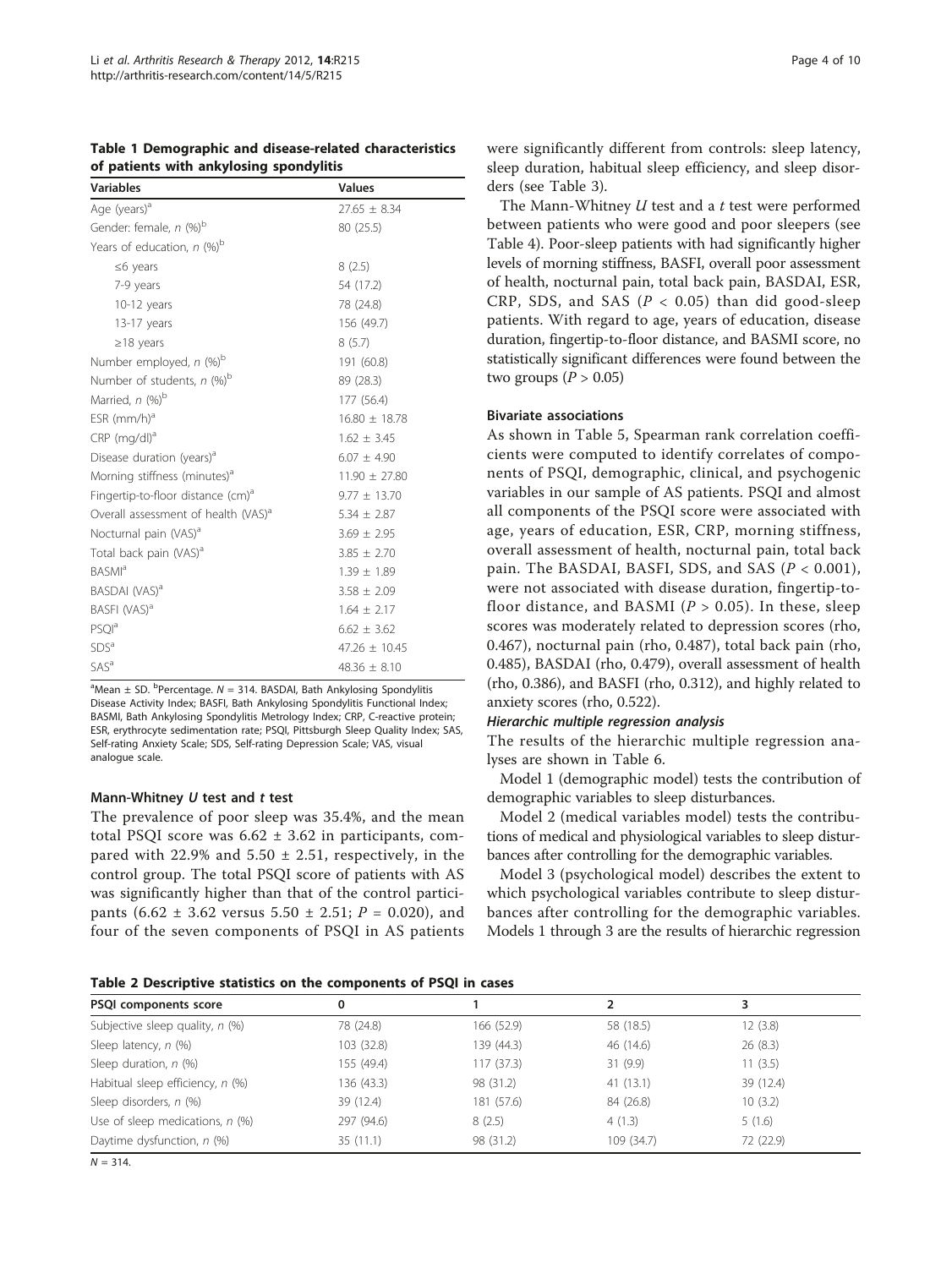**Table 1 Demographic and disease-related characteristics of patients with ankylosing spondylitis**

| Variables | Values |
|---|---|
| Age (years)[a] | 27.65 ± 8.34 |
| Gender: female, *n* (%)[b] | 80 (25.5) |
| Years of education, *n* (%)[b] | |
| ≤6 years | 8 (2.5) |
| 7-9 years | 54 (17.2) |
| 10-12 years | 78 (24.8) |
| 13-17 years | 156 (49.7) |
| ≥18 years | 8 (5.7) |
| Number employed, *n* (%)[b] | 191 (60.8) |
| Number of students, *n* (%)[b] | 89 (28.3) |
| Married, *n* (%)[b] | 177 (56.4) |
| ESR (mm/h)[a] | 16.80 ± 18.78 |
| CRP (mg/dl)[a] | 1.62 ± 3.45 |
| Disease duration (years)[a] | 6.07 ± 4.90 |
| Morning stiffness (minutes)[a] | 11.90 ± 27.80 |
| Fingertip-to-floor distance (cm)[a] | 9.77 ± 13.70 |
| Overall assessment of health (VAS)[a] | 5.34 ± 2.87 |
| Nocturnal pain (VAS)[a] | 3.69 ± 2.95 |
| Total back pain (VAS)[a] | 3.85 ± 2.70 |
| BASMI[a] | 1.39 ± 1.89 |
| BASDAI (VAS)[a] | 3.58 ± 2.09 |
| BASFI (VAS)[a] | 1.64 ± 2.17 |
| PSQI[a] | 6.62 ± 3.62 |
| SDS[a] | 47.26 ± 10.45 |
| SAS[a] | 48.36 ± 8.10 |

[a]Mean ± SD. [b]Percentage. $N = 314$. BASDAI, Bath Ankylosing Spondylitis Disease Activity Index; BASFI, Bath Ankylosing Spondylitis Functional Index; BASMI, Bath Ankylosing Spondylitis Metrology Index; CRP, C-reactive protein; ESR, erythrocyte sedimentation rate; PSQI, Pittsburgh Sleep Quality Index; SAS, Self-rating Anxiety Scale; SDS, Self-rating Depression Scale; VAS, visual analogue scale.

#### Mann-Whitney *U* test and *t* test

The prevalence of poor sleep was 35.4%, and the mean total PSQI score was 6.62 ± 3.62 in participants, compared with 22.9% and 5.50 ± 2.51, respectively, in the control group. The total PSQI score of patients with AS was significantly higher than that of the control participants (6.62 ± 3.62 versus 5.50 ± 2.51; $P = 0.020$), and four of the seven components of PSQI in AS patients were significantly different from controls: sleep latency, sleep duration, habitual sleep efficiency, and sleep disorders (see Table 3).

The Mann-Whitney *U* test and a *t* test were performed between patients who were good and poor sleepers (see Table 4). Poor-sleep patients with had significantly higher levels of morning stiffness, BASFI, overall poor assessment of health, nocturnal pain, total back pain, BASDAI, ESR, CRP, SDS, and SAS ($P < 0.05$) than did good-sleep patients. With regard to age, years of education, disease duration, fingertip-to-floor distance, and BASMI score, no statistically significant differences were found between the two groups ($P > 0.05$)

#### Bivariate associations

As shown in Table 5, Spearman rank correlation coefficients were computed to identify correlates of components of PSQI, demographic, clinical, and psychogenic variables in our sample of AS patients. PSQI and almost all components of the PSQI score were associated with age, years of education, ESR, CRP, morning stiffness, overall assessment of health, nocturnal pain, total back pain. The BASDAI, BASFI, SDS, and SAS ($P < 0.001$), were not associated with disease duration, fingertip-to-floor distance, and BASMI ($P > 0.05$). In these, sleep scores was moderately related to depression scores (rho, 0.467), nocturnal pain (rho, 0.487), total back pain (rho, 0.485), BASDAI (rho, 0.479), overall assessment of health (rho, 0.386), and BASFI (rho, 0.312), and highly related to anxiety scores (rho, 0.522).

#### *Hierarchic multiple regression analysis*

The results of the hierarchic multiple regression analyses are shown in Table 6.

Model 1 (demographic model) tests the contribution of demographic variables to sleep disturbances.

Model 2 (medical variables model) tests the contributions of medical and physiological variables to sleep disturbances after controlling for the demographic variables.

Model 3 (psychological model) describes the extent to which psychological variables contribute to sleep disturbances after controlling for the demographic variables. Models 1 through 3 are the results of hierarchic regression

**Table 2 Descriptive statistics on the components of PSQI in cases**

| PSQI components score | 0 | 1 | 2 | 3 |
|---|---|---|---|---|
| Subjective sleep quality, *n* (%) | 78 (24.8) | 166 (52.9) | 58 (18.5) | 12 (3.8) |
| Sleep latency, *n* (%) | 103 (32.8) | 139 (44.3) | 46 (14.6) | 26 (8.3) |
| Sleep duration, *n* (%) | 155 (49.4) | 117 (37.3) | 31 (9.9) | 11 (3.5) |
| Habitual sleep efficiency, *n* (%) | 136 (43.3) | 98 (31.2) | 41 (13.1) | 39 (12.4) |
| Sleep disorders, *n* (%) | 39 (12.4) | 181 (57.6) | 84 (26.8) | 10 (3.2) |
| Use of sleep medications, *n* (%) | 297 (94.6) | 8 (2.5) | 4 (1.3) | 5 (1.6) |
| Daytime dysfunction, *n* (%) | 35 (11.1) | 98 (31.2) | 109 (34.7) | 72 (22.9) |

$N = 314$.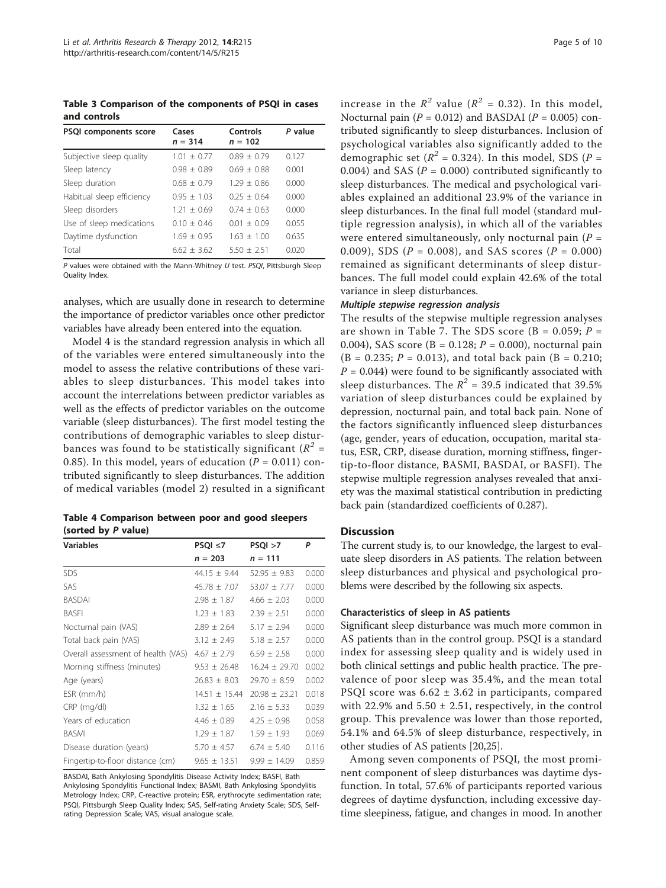**Table 3 Comparison of the components of PSQI in cases and controls**

| PSQI components score | Cases $n$ = 314 | Controls $n$ = 102 | *P* value |
|---|---|---|---|
| Subjective sleep quality | 1.01 ± 0.77 | 0.89 ± 0.79 | 0.127 |
| Sleep latency | 0.98 ± 0.89 | 0.69 ± 0.88 | 0.001 |
| Sleep duration | 0.68 ± 0.79 | 1.29 ± 0.86 | 0.000 |
| Habitual sleep efficiency | 0.95 ± 1.03 | 0.25 ± 0.64 | 0.000 |
| Sleep disorders | 1.21 ± 0.69 | 0.74 ± 0.63 | 0.000 |
| Use of sleep medications | 0.10 ± 0.46 | 0.01 ± 0.09 | 0.055 |
| Daytime dysfunction | 1.69 ± 0.95 | 1.63 ± 1.00 | 0.635 |
| Total | 6.62 ± 3.62 | 5.50 ± 2.51 | 0.020 |

*P* values were obtained with the Mann-Whitney *U* test. *PSQI*, Pittsburgh Sleep Quality Index.

analyses, which are usually done in research to determine the importance of predictor variables once other predictor variables have already been entered into the equation.

Model 4 is the standard regression analysis in which all of the variables were entered simultaneously into the model to assess the relative contributions of these variables to sleep disturbances. This model takes into account the interrelations between predictor variables as well as the effects of predictor variables on the outcome variable (sleep disturbances). The first model testing the contributions of demographic variables to sleep disturbances was found to be statistically significant ($R^2$ = 0.85). In this model, years of education ($P$ = 0.011) contributed significantly to sleep disturbances. The addition of medical variables (model 2) resulted in a significant increase in the $R^2$ value ($R^2$ = 0.32). In this model, Nocturnal pain ($P$ = 0.012) and BASDAI ($P$ = 0.005) contributed significantly to sleep disturbances. Inclusion of psychological variables also significantly added to the demographic set ($R^2$ = 0.324). In this model, SDS ($P$ = 0.004) and SAS ($P$ = 0.000) contributed significantly to sleep disturbances. The medical and psychological variables explained an additional 23.9% of the variance in sleep disturbances. In the final full model (standard multiple regression analysis), in which all of the variables were entered simultaneously, only nocturnal pain ($P$ = 0.009), SDS ($P$ = 0.008), and SAS scores ($P$ = 0.000) remained as significant determinants of sleep disturbances. The full model could explain 42.6% of the total variance in sleep disturbances.

**Table 4 Comparison between poor and good sleepers (sorted by *P* value)**

| Variables | PSQI ≤7 $n$ = 203 | PSQI >7 $n$ = 111 | *P* |
|---|---|---|---|
| SDS | 44.15 ± 9.44 | 52.95 ± 9.83 | 0.000 |
| SAS | 45.78 ± 7.07 | 53.07 ± 7.77 | 0.000 |
| BASDAI | 2.98 ± 1.87 | 4.66 ± 2.03 | 0.000 |
| BASFI | 1.23 ± 1.83 | 2.39 ± 2.51 | 0.000 |
| Nocturnal pain (VAS) | 2.89 ± 2.64 | 5.17 ± 2.94 | 0.000 |
| Total back pain (VAS) | 3.12 ± 2.49 | 5.18 ± 2.57 | 0.000 |
| Overall assessment of health (VAS) | 4.67 ± 2.79 | 6.59 ± 2.58 | 0.000 |
| Morning stiffness (minutes) | 9.53 ± 26.48 | 16.24 ± 29.70 | 0.002 |
| Age (years) | 26.83 ± 8.03 | 29.70 ± 8.59 | 0.002 |
| ESR (mm/h) | 14.51 ± 15.44 | 20.98 ± 23.21 | 0.018 |
| CRP (mg/dl) | 1.32 ± 1.65 | 2.16 ± 5.33 | 0.039 |
| Years of education | 4.46 ± 0.89 | 4.25 ± 0.98 | 0.058 |
| BASMI | 1.29 ± 1.87 | 1.59 ± 1.93 | 0.069 |
| Disease duration (years) | 5.70 ± 4.57 | 6.74 ± 5.40 | 0.116 |
| Fingertip-to-floor distance (cm) | 9.65 ± 13.51 | 9.99 ± 14.09 | 0.859 |

BASDAI, Bath Ankylosing Spondylitis Disease Activity Index; BASFI, Bath Ankylosing Spondylitis Functional Index; BASMI, Bath Ankylosing Spondylitis Metrology Index; CRP, C-reactive protein; ESR, erythrocyte sedimentation rate; PSQI, Pittsburgh Sleep Quality Index; SAS, Self-rating Anxiety Scale; SDS, Self-rating Depression Scale; VAS, visual analogue scale.

#### *Multiple stepwise regression analysis*

The results of the stepwise multiple regression analyses are shown in Table 7. The SDS score (B = 0.059; $P$ = 0.004), SAS score (B = 0.128; $P$ = 0.000), nocturnal pain (B = 0.235; $P$ = 0.013), and total back pain (B = 0.210; $P$ = 0.044) were found to be significantly associated with sleep disturbances. The $R^2$ = 39.5 indicated that 39.5% variation of sleep disturbances could be explained by depression, nocturnal pain, and total back pain. None of the factors significantly influenced sleep disturbances (age, gender, years of education, occupation, marital status, ESR, CRP, disease duration, morning stiffness, fingertip-to-floor distance, BASMI, BASDAI, or BASFI). The stepwise multiple regression analyses revealed that anxiety was the maximal statistical contribution in predicting back pain (standardized coefficients of 0.287).

## Discussion

The current study is, to our knowledge, the largest to evaluate sleep disorders in AS patients. The relation between sleep disturbances and physical and psychological problems were described by the following six aspects.

### Characteristics of sleep in AS patients

Significant sleep disturbance was much more common in AS patients than in the control group. PSQI is a standard index for assessing sleep quality and is widely used in both clinical settings and public health practice. The prevalence of poor sleep was 35.4%, and the mean total PSQI score was 6.62 ± 3.62 in participants, compared with 22.9% and 5.50 ± 2.51, respectively, in the control group. This prevalence was lower than those reported, 54.1% and 64.5% of sleep disturbance, respectively, in other studies of AS patients [20,25].

Among seven components of PSQI, the most prominent component of sleep disturbances was daytime dysfunction. In total, 57.6% of participants reported various degrees of daytime dysfunction, including excessive daytime sleepiness, fatigue, and changes in mood. In another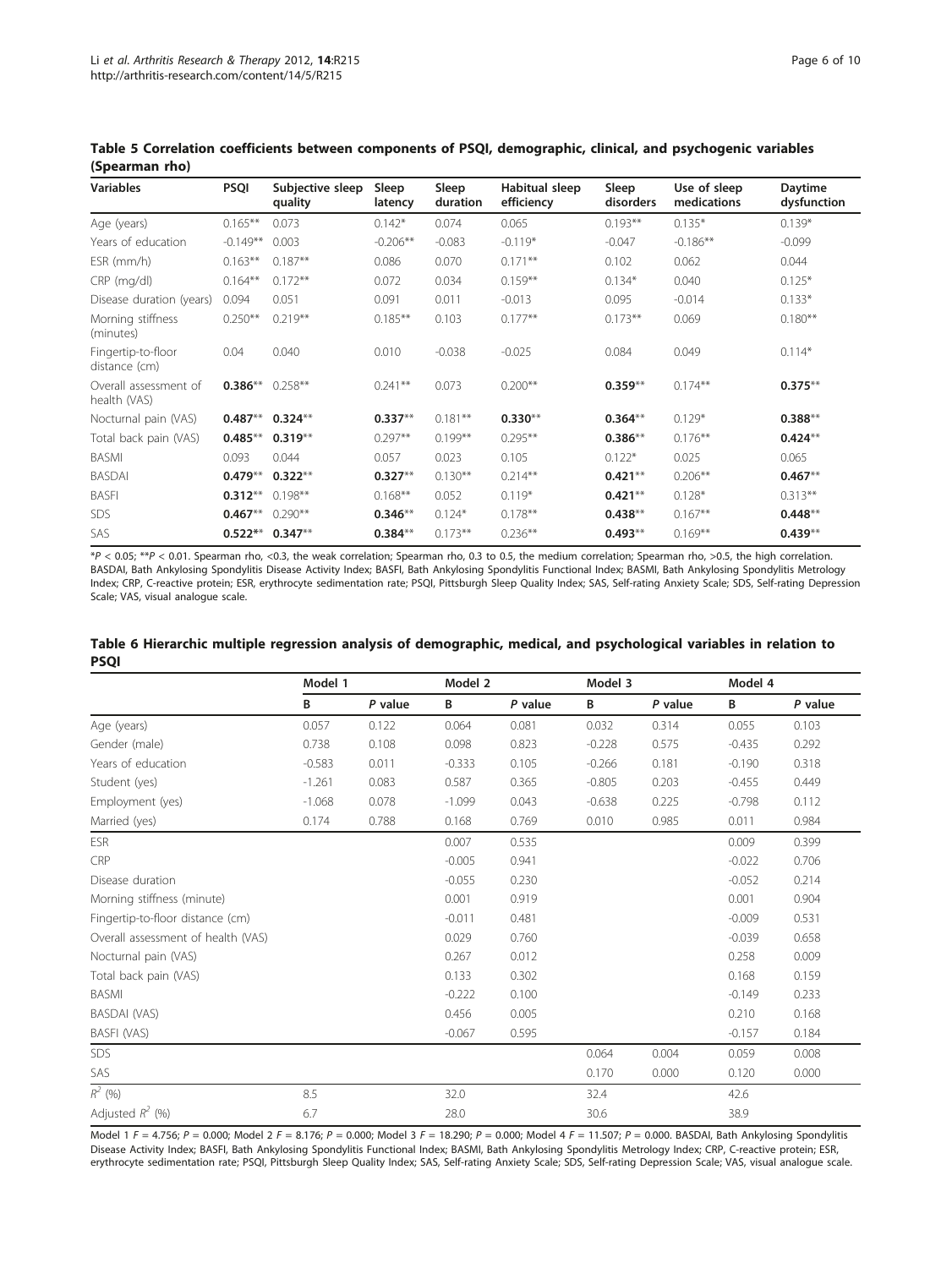**Table 5 Correlation coefficients between components of PSQI, demographic, clinical, and psychogenic variables (Spearman rho)**

| Variables | PSQI | Subjective sleep quality | Sleep latency | Sleep duration | Habitual sleep efficiency | Sleep disorders | Use of sleep medications | Daytime dysfunction |
|---|---|---|---|---|---|---|---|---|
| Age (years) | 0.165** | 0.073 | 0.142* | 0.074 | 0.065 | 0.193** | 0.135* | 0.139* |
| Years of education | -0.149** | 0.003 | -0.206** | -0.083 | -0.119* | -0.047 | -0.186** | -0.099 |
| ESR (mm/h) | 0.163** | 0.187** | 0.086 | 0.070 | 0.171** | 0.102 | 0.062 | 0.044 |
| CRP (mg/dl) | 0.164** | 0.172** | 0.072 | 0.034 | 0.159** | 0.134* | 0.040 | 0.125* |
| Disease duration (years) | 0.094 | 0.051 | 0.091 | 0.011 | -0.013 | 0.095 | -0.014 | 0.133* |
| Morning stiffness (minutes) | 0.250** | 0.219** | 0.185** | 0.103 | 0.177** | 0.173** | 0.069 | 0.180** |
| Fingertip-to-floor distance (cm) | 0.04 | 0.040 | 0.010 | -0.038 | -0.025 | 0.084 | 0.049 | 0.114* |
| Overall assessment of health (VAS) | **0.386**** | 0.258** | 0.241** | 0.073 | 0.200** | **0.359**** | 0.174** | **0.375**** |
| Nocturnal pain (VAS) | **0.487**** | **0.324**** | **0.337**** | 0.181** | **0.330**** | **0.364**** | 0.129* | **0.388**** |
| Total back pain (VAS) | **0.485**** | **0.319**** | 0.297** | 0.199** | 0.295** | **0.386**** | 0.176** | **0.424**** |
| BASMI | 0.093 | 0.044 | 0.057 | 0.023 | 0.105 | 0.122* | 0.025 | 0.065 |
| BASDAI | **0.479**** | **0.322**** | **0.327**** | 0.130** | 0.214** | **0.421**** | 0.206** | **0.467**** |
| BASFI | **0.312**** | 0.198** | 0.168** | 0.052 | 0.119* | **0.421**** | 0.128* | 0.313** |
| SDS | **0.467**** | 0.290** | **0.346**** | 0.124* | 0.178** | **0.438**** | 0.167** | **0.448**** |
| SAS | **0.522**** | **0.347**** | **0.384**** | 0.173** | 0.236** | **0.493**** | 0.169** | **0.439**** |

*$P < 0.05$; **$P < 0.01$. Spearman rho, <0.3, the weak correlation; Spearman rho, 0.3 to 0.5, the medium correlation; Spearman rho, >0.5, the high correlation. BASDAI, Bath Ankylosing Spondylitis Disease Activity Index; BASFI, Bath Ankylosing Spondylitis Functional Index; BASMI, Bath Ankylosing Spondylitis Metrology Index; CRP, C-reactive protein; ESR, erythrocyte sedimentation rate; PSQI, Pittsburgh Sleep Quality Index; SAS, Self-rating Anxiety Scale; SDS, Self-rating Depression Scale; VAS, visual analogue scale.

**Table 6 Hierarchic multiple regression analysis of demographic, medical, and psychological variables in relation to PSQI**

| | Model 1 | | Model 2 | | Model 3 | | Model 4 | |
|---|---|---|---|---|---|---|---|---|
| | B | *P* value | B | *P* value | B | *P* value | B | *P* value |
| Age (years) | 0.057 | 0.122 | 0.064 | 0.081 | 0.032 | 0.314 | 0.055 | 0.103 |
| Gender (male) | 0.738 | 0.108 | 0.098 | 0.823 | -0.228 | 0.575 | -0.435 | 0.292 |
| Years of education | -0.583 | 0.011 | -0.333 | 0.105 | -0.266 | 0.181 | -0.190 | 0.318 |
| Student (yes) | -1.261 | 0.083 | 0.587 | 0.365 | -0.805 | 0.203 | -0.455 | 0.449 |
| Employment (yes) | -1.068 | 0.078 | -1.099 | 0.043 | -0.638 | 0.225 | -0.798 | 0.112 |
| Married (yes) | 0.174 | 0.788 | 0.168 | 0.769 | 0.010 | 0.985 | 0.011 | 0.984 |
| ESR | | | 0.007 | 0.535 | | | 0.009 | 0.399 |
| CRP | | | -0.005 | 0.941 | | | -0.022 | 0.706 |
| Disease duration | | | -0.055 | 0.230 | | | -0.052 | 0.214 |
| Morning stiffness (minute) | | | 0.001 | 0.919 | | | 0.001 | 0.904 |
| Fingertip-to-floor distance (cm) | | | -0.011 | 0.481 | | | -0.009 | 0.531 |
| Overall assessment of health (VAS) | | | 0.029 | 0.760 | | | -0.039 | 0.658 |
| Nocturnal pain (VAS) | | | 0.267 | 0.012 | | | 0.258 | 0.009 |
| Total back pain (VAS) | | | 0.133 | 0.302 | | | 0.168 | 0.159 |
| BASMI | | | -0.222 | 0.100 | | | -0.149 | 0.233 |
| BASDAI (VAS) | | | 0.456 | 0.005 | | | 0.210 | 0.168 |
| BASFI (VAS) | | | -0.067 | 0.595 | | | -0.157 | 0.184 |
| SDS | | | | | 0.064 | 0.004 | 0.059 | 0.008 |
| SAS | | | | | 0.170 | 0.000 | 0.120 | 0.000 |
| $R^2$ (%) | 8.5 | | 32.0 | | 32.4 | | 42.6 | |
| Adjusted $R^2$ (%) | 6.7 | | 28.0 | | 30.6 | | 38.9 | |

Model 1 $F = 4.756$; $P = 0.000$; Model 2 $F = 8.176$; $P = 0.000$; Model 3 $F = 18.290$; $P = 0.000$; Model 4 $F = 11.507$; $P = 0.000$. BASDAI, Bath Ankylosing Spondylitis Disease Activity Index; BASFI, Bath Ankylosing Spondylitis Functional Index; BASMI, Bath Ankylosing Spondylitis Metrology Index; CRP, C-reactive protein; ESR, erythrocyte sedimentation rate; PSQI, Pittsburgh Sleep Quality Index; SAS, Self-rating Anxiety Scale; SDS, Self-rating Depression Scale; VAS, visual analogue scale.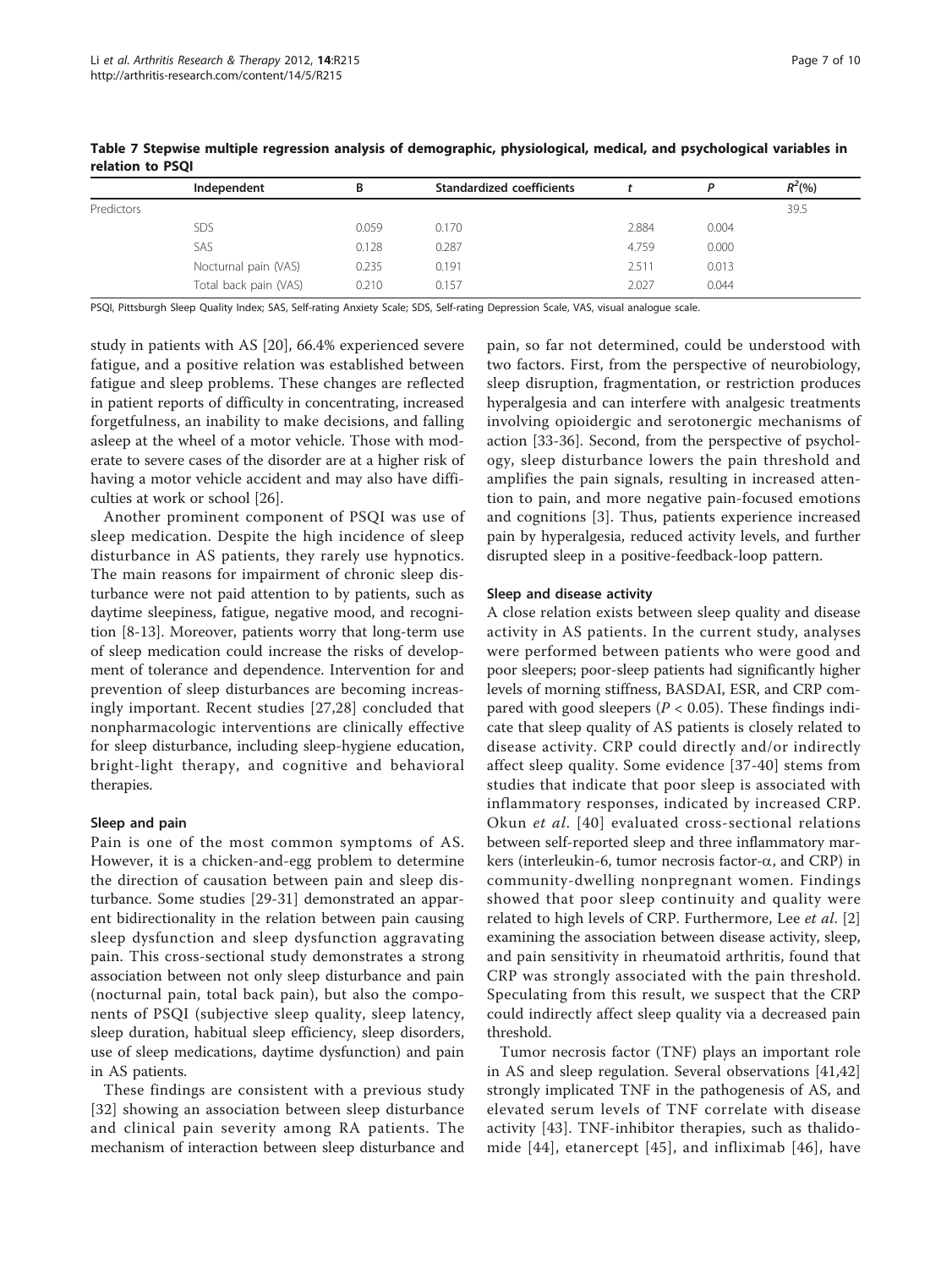**Table 7 Stepwise multiple regression analysis of demographic, physiological, medical, and psychological variables in relation to PSQI**

| | Independent | B | Standardized coefficients | $t$ | $P$ | $R^2$(%) |
|---|---|---|---|---|---|---|
| Predictors | | | | | | 39.5 |
| | SDS | 0.059 | 0.170 | 2.884 | 0.004 | |
| | SAS | 0.128 | 0.287 | 4.759 | 0.000 | |
| | Nocturnal pain (VAS) | 0.235 | 0.191 | 2.511 | 0.013 | |
| | Total back pain (VAS) | 0.210 | 0.157 | 2.027 | 0.044 | |

PSQI, Pittsburgh Sleep Quality Index; SAS, Self-rating Anxiety Scale; SDS, Self-rating Depression Scale, VAS, visual analogue scale.

study in patients with AS [20], 66.4% experienced severe fatigue, and a positive relation was established between fatigue and sleep problems. These changes are reflected in patient reports of difficulty in concentrating, increased forgetfulness, an inability to make decisions, and falling asleep at the wheel of a motor vehicle. Those with moderate to severe cases of the disorder are at a higher risk of having a motor vehicle accident and may also have difficulties at work or school [26].

Another prominent component of PSQI was use of sleep medication. Despite the high incidence of sleep disturbance in AS patients, they rarely use hypnotics. The main reasons for impairment of chronic sleep disturbance were not paid attention to by patients, such as daytime sleepiness, fatigue, negative mood, and recognition [8-13]. Moreover, patients worry that long-term use of sleep medication could increase the risks of development of tolerance and dependence. Intervention for and prevention of sleep disturbances are becoming increasingly important. Recent studies [27,28] concluded that nonpharmacologic interventions are clinically effective for sleep disturbance, including sleep-hygiene education, bright-light therapy, and cognitive and behavioral therapies.

### Sleep and pain

Pain is one of the most common symptoms of AS. However, it is a chicken-and-egg problem to determine the direction of causation between pain and sleep disturbance. Some studies [29-31] demonstrated an apparent bidirectionality in the relation between pain causing sleep dysfunction and sleep dysfunction aggravating pain. This cross-sectional study demonstrates a strong association between not only sleep disturbance and pain (nocturnal pain, total back pain), but also the components of PSQI (subjective sleep quality, sleep latency, sleep duration, habitual sleep efficiency, sleep disorders, use of sleep medications, daytime dysfunction) and pain in AS patients.

These findings are consistent with a previous study [32] showing an association between sleep disturbance and clinical pain severity among RA patients. The mechanism of interaction between sleep disturbance and pain, so far not determined, could be understood with two factors. First, from the perspective of neurobiology, sleep disruption, fragmentation, or restriction produces hyperalgesia and can interfere with analgesic treatments involving opioidergic and serotonergic mechanisms of action [33-36]. Second, from the perspective of psychology, sleep disturbance lowers the pain threshold and amplifies the pain signals, resulting in increased attention to pain, and more negative pain-focused emotions and cognitions [3]. Thus, patients experience increased pain by hyperalgesia, reduced activity levels, and further disrupted sleep in a positive-feedback-loop pattern.

### Sleep and disease activity

A close relation exists between sleep quality and disease activity in AS patients. In the current study, analyses were performed between patients who were good and poor sleepers; poor-sleep patients had significantly higher levels of morning stiffness, BASDAI, ESR, and CRP compared with good sleepers ($P < 0.05$). These findings indicate that sleep quality of AS patients is closely related to disease activity. CRP could directly and/or indirectly affect sleep quality. Some evidence [37-40] stems from studies that indicate that poor sleep is associated with inflammatory responses, indicated by increased CRP. Okun *et al*. [40] evaluated cross-sectional relations between self-reported sleep and three inflammatory markers (interleukin-6, tumor necrosis factor-$\alpha$, and CRP) in community-dwelling nonpregnant women. Findings showed that poor sleep continuity and quality were related to high levels of CRP. Furthermore, Lee *et al*. [2] examining the association between disease activity, sleep, and pain sensitivity in rheumatoid arthritis, found that CRP was strongly associated with the pain threshold. Speculating from this result, we suspect that the CRP could indirectly affect sleep quality via a decreased pain threshold.

Tumor necrosis factor (TNF) plays an important role in AS and sleep regulation. Several observations [41,42] strongly implicated TNF in the pathogenesis of AS, and elevated serum levels of TNF correlate with disease activity [43]. TNF-inhibitor therapies, such as thalidomide [44], etanercept [45], and infliximab [46], have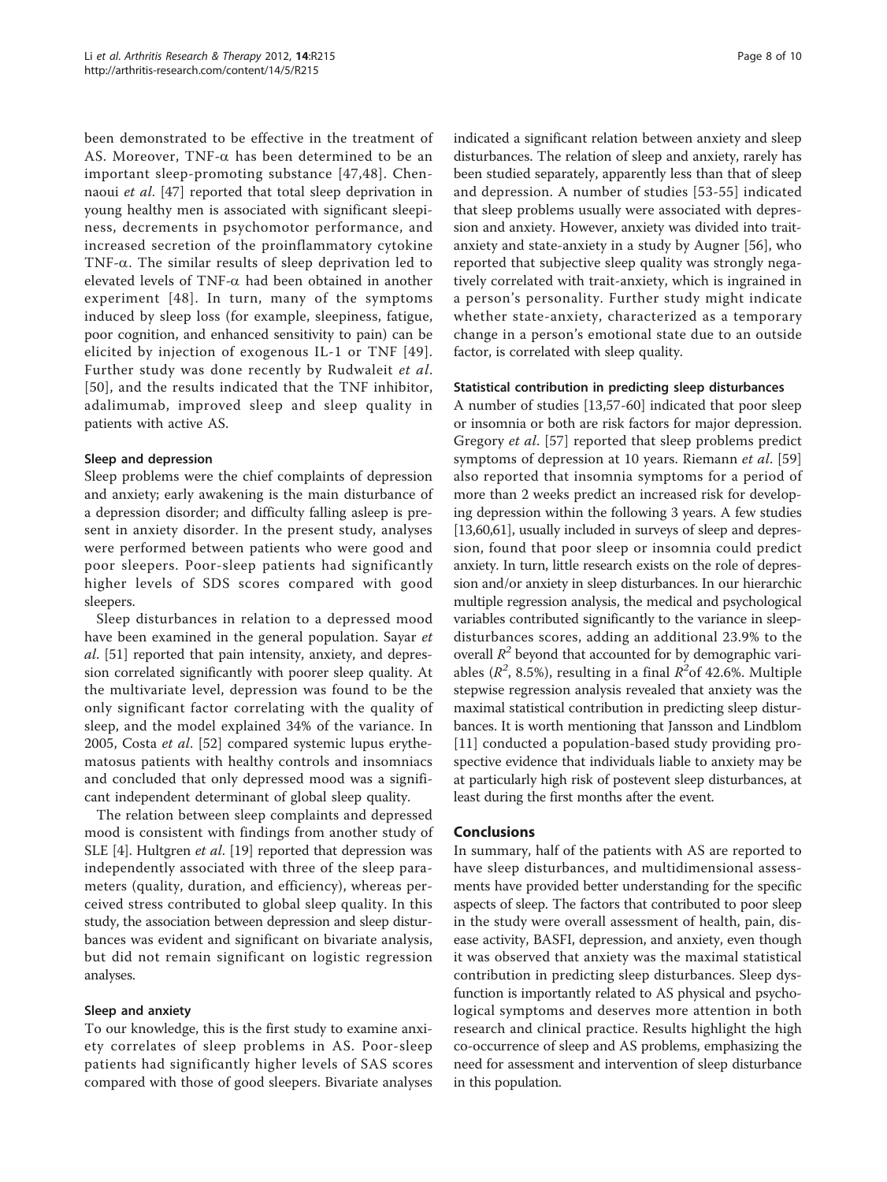been demonstrated to be effective in the treatment of AS. Moreover, TNF-α has been determined to be an important sleep-promoting substance [47,48]. Chennaoui *et al*. [47] reported that total sleep deprivation in young healthy men is associated with significant sleepiness, decrements in psychomotor performance, and increased secretion of the proinflammatory cytokine TNF-α. The similar results of sleep deprivation led to elevated levels of TNF-α had been obtained in another experiment [48]. In turn, many of the symptoms induced by sleep loss (for example, sleepiness, fatigue, poor cognition, and enhanced sensitivity to pain) can be elicited by injection of exogenous IL-1 or TNF [49]. Further study was done recently by Rudwaleit *et al*. [50], and the results indicated that the TNF inhibitor, adalimumab, improved sleep and sleep quality in patients with active AS.

#### Sleep and depression

Sleep problems were the chief complaints of depression and anxiety; early awakening is the main disturbance of a depression disorder; and difficulty falling asleep is present in anxiety disorder. In the present study, analyses were performed between patients who were good and poor sleepers. Poor-sleep patients had significantly higher levels of SDS scores compared with good sleepers.

Sleep disturbances in relation to a depressed mood have been examined in the general population. Sayar *et al*. [51] reported that pain intensity, anxiety, and depression correlated significantly with poorer sleep quality. At the multivariate level, depression was found to be the only significant factor correlating with the quality of sleep, and the model explained 34% of the variance. In 2005, Costa *et al*. [52] compared systemic lupus erythematosus patients with healthy controls and insomniacs and concluded that only depressed mood was a significant independent determinant of global sleep quality.

The relation between sleep complaints and depressed mood is consistent with findings from another study of SLE [4]. Hultgren *et al*. [19] reported that depression was independently associated with three of the sleep parameters (quality, duration, and efficiency), whereas perceived stress contributed to global sleep quality. In this study, the association between depression and sleep disturbances was evident and significant on bivariate analysis, but did not remain significant on logistic regression analyses.

#### Sleep and anxiety

To our knowledge, this is the first study to examine anxiety correlates of sleep problems in AS. Poor-sleep patients had significantly higher levels of SAS scores compared with those of good sleepers. Bivariate analyses indicated a significant relation between anxiety and sleep disturbances. The relation of sleep and anxiety, rarely has been studied separately, apparently less than that of sleep and depression. A number of studies [53-55] indicated that sleep problems usually were associated with depression and anxiety. However, anxiety was divided into trait-anxiety and state-anxiety in a study by Augner [56], who reported that subjective sleep quality was strongly negatively correlated with trait-anxiety, which is ingrained in a person's personality. Further study might indicate whether state-anxiety, characterized as a temporary change in a person's emotional state due to an outside factor, is correlated with sleep quality.

#### Statistical contribution in predicting sleep disturbances

A number of studies [13,57-60] indicated that poor sleep or insomnia or both are risk factors for major depression. Gregory *et al*. [57] reported that sleep problems predict symptoms of depression at 10 years. Riemann *et al*. [59] also reported that insomnia symptoms for a period of more than 2 weeks predict an increased risk for developing depression within the following 3 years. A few studies [13,60,61], usually included in surveys of sleep and depression, found that poor sleep or insomnia could predict anxiety. In turn, little research exists on the role of depression and/or anxiety in sleep disturbances. In our hierarchic multiple regression analysis, the medical and psychological variables contributed significantly to the variance in sleep-disturbances scores, adding an additional 23.9% to the overall $R^2$ beyond that accounted for by demographic variables ($R^2$, 8.5%), resulting in a final $R^2$of 42.6%. Multiple stepwise regression analysis revealed that anxiety was the maximal statistical contribution in predicting sleep disturbances. It is worth mentioning that Jansson and Lindblom [11] conducted a population-based study providing prospective evidence that individuals liable to anxiety may be at particularly high risk of postevent sleep disturbances, at least during the first months after the event.

## Conclusions

In summary, half of the patients with AS are reported to have sleep disturbances, and multidimensional assessments have provided better understanding for the specific aspects of sleep. The factors that contributed to poor sleep in the study were overall assessment of health, pain, disease activity, BASFI, depression, and anxiety, even though it was observed that anxiety was the maximal statistical contribution in predicting sleep disturbances. Sleep dysfunction is importantly related to AS physical and psychological symptoms and deserves more attention in both research and clinical practice. Results highlight the high co-occurrence of sleep and AS problems, emphasizing the need for assessment and intervention of sleep disturbance in this population.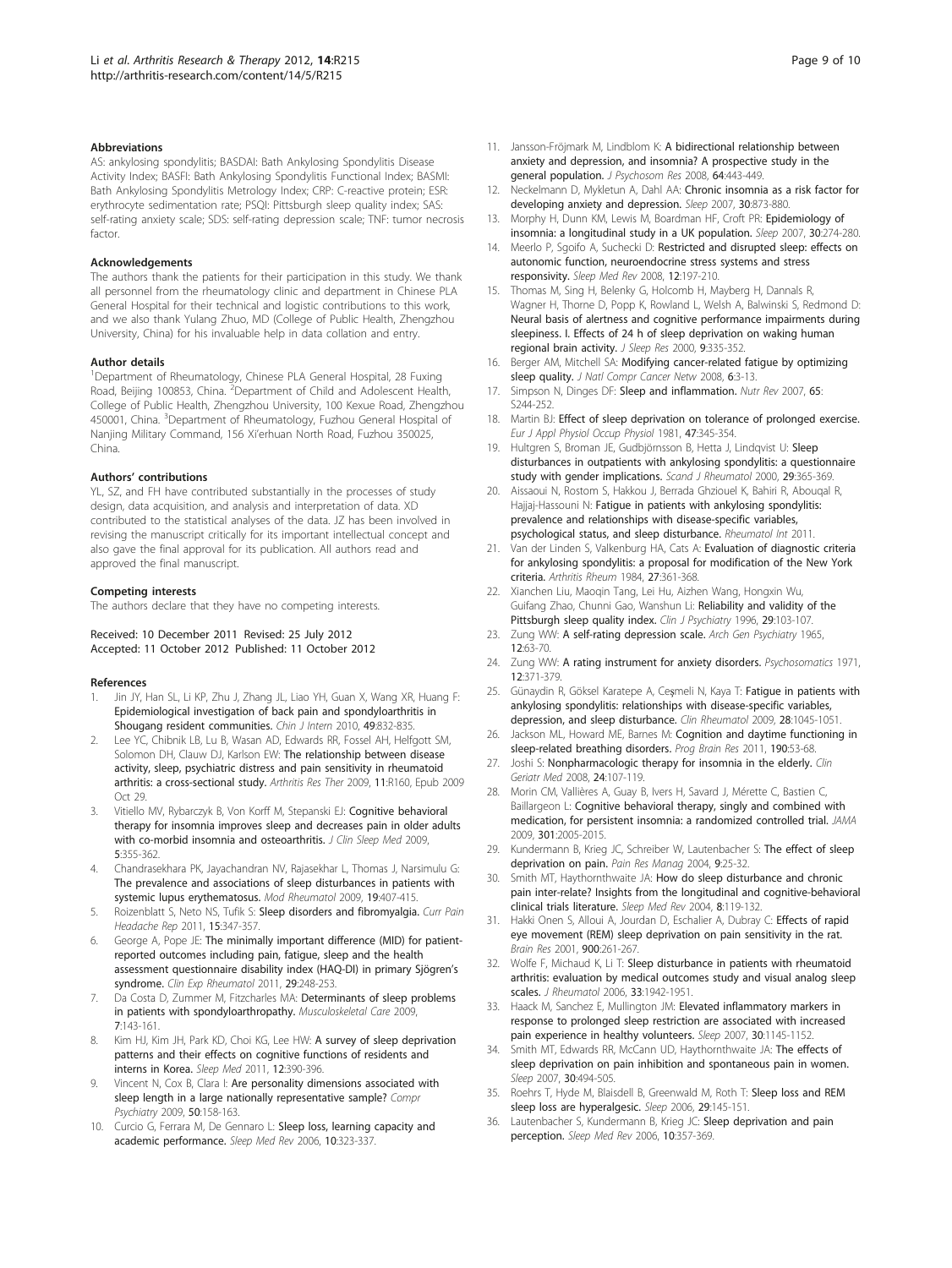## Abbreviations

AS: ankylosing spondylitis; BASDAI: Bath Ankylosing Spondylitis Disease Activity Index; BASFI: Bath Ankylosing Spondylitis Functional Index; BASMI: Bath Ankylosing Spondylitis Metrology Index; CRP: C-reactive protein; ESR: erythrocyte sedimentation rate; PSQI: Pittsburgh sleep quality index; SAS: self-rating anxiety scale; SDS: self-rating depression scale; TNF: tumor necrosis factor.

## Acknowledgements

The authors thank the patients for their participation in this study. We thank all personnel from the rheumatology clinic and department in Chinese PLA General Hospital for their technical and logistic contributions to this work, and we also thank Yulang Zhuo, MD (College of Public Health, Zhengzhou University, China) for his invaluable help in data collation and entry.

## Author details

[1]Department of Rheumatology, Chinese PLA General Hospital, 28 Fuxing Road, Beijing 100853, China. [2]Department of Child and Adolescent Health, College of Public Health, Zhengzhou University, 100 Kexue Road, Zhengzhou 450001, China. [3]Department of Rheumatology, Fuzhou General Hospital of Nanjing Military Command, 156 Xi'erhuan North Road, Fuzhou 350025, China.

## Authors' contributions

YL, SZ, and FH have contributed substantially in the processes of study design, data acquisition, and analysis and interpretation of data. XD contributed to the statistical analyses of the data. JZ has been involved in revising the manuscript critically for its important intellectual concept and also gave the final approval for its publication. All authors read and approved the final manuscript.

## Competing interests

The authors declare that they have no competing interests.

Received: 10 December 2011 Revised: 25 July 2012
Accepted: 11 October 2012 Published: 11 October 2012

## References

1. Jin JY, Han SL, Li KP, Zhu J, Zhang JL, Liao YH, Guan X, Wang XR, Huang F: **Epidemiological investigation of back pain and spondyloarthritis in Shougang resident communities.** *Chin J Intern* 2010, **49**:832-835.
2. Lee YC, Chibnik LB, Lu B, Wasan AD, Edwards RR, Fossel AH, Helfgott SM, Solomon DH, Clauw DJ, Karlson EW: **The relationship between disease activity, sleep, psychiatric distress and pain sensitivity in rheumatoid arthritis: a cross-sectional study.** *Arthritis Res Ther* 2009, **11**:R160, Epub 2009 Oct 29.
3. Vitiello MV, Rybarczyk B, Von Korff M, Stepanski EJ: **Cognitive behavioral therapy for insomnia improves sleep and decreases pain in older adults with co-morbid insomnia and osteoarthritis.** *J Clin Sleep Med* 2009, **5**:355-362.
4. Chandrasekhara PK, Jayachandran NV, Rajasekhar L, Thomas J, Narsimulu G: **The prevalence and associations of sleep disturbances in patients with systemic lupus erythematosus.** *Mod Rheumatol* 2009, **19**:407-415.
5. Roizenblatt S, Neto NS, Tufik S: **Sleep disorders and fibromyalgia.** *Curr Pain Headache Rep* 2011, **15**:347-357.
6. George A, Pope JE: **The minimally important difference (MID) for patient-reported outcomes including pain, fatigue, sleep and the health assessment questionnaire disability index (HAQ-DI) in primary Sjögren's syndrome.** *Clin Exp Rheumatol* 2011, **29**:248-253.
7. Da Costa D, Zummer M, Fitzcharles MA: **Determinants of sleep problems in patients with spondyloarthropathy.** *Musculoskeletal Care* 2009, **7**:143-161.
8. Kim HJ, Kim JH, Park KD, Choi KG, Lee HW: **A survey of sleep deprivation patterns and their effects on cognitive functions of residents and interns in Korea.** *Sleep Med* 2011, **12**:390-396.
9. Vincent N, Cox B, Clara I: **Are personality dimensions associated with sleep length in a large nationally representative sample?** *Compr Psychiatry* 2009, **50**:158-163.
10. Curcio G, Ferrara M, De Gennaro L: **Sleep loss, learning capacity and academic performance.** *Sleep Med Rev* 2006, **10**:323-337.
11. Jansson-Fröjmark M, Lindblom K: **A bidirectional relationship between anxiety and depression, and insomnia? A prospective study in the general population.** *J Psychosom Res* 2008, **64**:443-449.
12. Neckelmann D, Mykletun A, Dahl AA: **Chronic insomnia as a risk factor for developing anxiety and depression.** *Sleep* 2007, **30**:873-880.
13. Morphy H, Dunn KM, Lewis M, Boardman HF, Croft PR: **Epidemiology of insomnia: a longitudinal study in a UK population.** *Sleep* 2007, **30**:274-280.
14. Meerlo P, Sgoifo A, Suchecki D: **Restricted and disrupted sleep: effects on autonomic function, neuroendocrine stress systems and stress responsivity.** *Sleep Med Rev* 2008, **12**:197-210.
15. Thomas M, Sing H, Belenky G, Holcomb H, Mayberg H, Dannals R, Wagner H, Thorne D, Popp K, Rowland L, Welsh A, Balwinski S, Redmond D: **Neural basis of alertness and cognitive performance impairments during sleepiness. I. Effects of 24 h of sleep deprivation on waking human regional brain activity.** *J Sleep Res* 2000, **9**:335-352.
16. Berger AM, Mitchell SA: **Modifying cancer-related fatigue by optimizing sleep quality.** *J Natl Compr Cancer Netw* 2008, **6**:3-13.
17. Simpson N, Dinges DF: **Sleep and inflammation.** *Nutr Rev* 2007, **65**: S244-252.
18. Martin BJ: **Effect of sleep deprivation on tolerance of prolonged exercise.** *Eur J Appl Physiol Occup Physiol* 1981, **47**:345-354.
19. Hultgren S, Broman JE, Gudbjörnsson B, Hetta J, Lindqvist U: **Sleep disturbances in outpatients with ankylosing spondylitis: a questionnaire study with gender implications.** *Scand J Rheumatol* 2000, **29**:365-369.
20. Aissaoui N, Rostom S, Hakkou J, Berrada Ghziouel K, Bahiri R, Abouqal R, Hajjaj-Hassouni N: **Fatigue in patients with ankylosing spondylitis: prevalence and relationships with disease-specific variables, psychological status, and sleep disturbance.** *Rheumatol Int* 2011.
21. Van der Linden S, Valkenburg HA, Cats A: **Evaluation of diagnostic criteria for ankylosing spondylitis: a proposal for modification of the New York criteria.** *Arthritis Rheum* 1984, **27**:361-368.
22. Xianchen Liu, Maoqin Tang, Lei Hu, Aizhen Wang, Hongxin Wu, Guifang Zhao, Chunni Gao, Wanshun Li: **Reliability and validity of the Pittsburgh sleep quality index.** *Clin J Psychiatry* 1996, **29**:103-107.
23. Zung WW: **A self-rating depression scale.** *Arch Gen Psychiatry* 1965, **12**:63-70.
24. Zung WW: **A rating instrument for anxiety disorders.** *Psychosomatics* 1971, **12**:371-379.
25. Günaydin R, Göksel Karatepe A, Ceşmeli N, Kaya T: **Fatigue in patients with ankylosing spondylitis: relationships with disease-specific variables, depression, and sleep disturbance.** *Clin Rheumatol* 2009, **28**:1045-1051.
26. Jackson ML, Howard ME, Barnes M: **Cognition and daytime functioning in sleep-related breathing disorders.** *Prog Brain Res* 2011, **190**:53-68.
27. Joshi S: **Nonpharmacologic therapy for insomnia in the elderly.** *Clin Geriatr Med* 2008, **24**:107-119.
28. Morin CM, Vallières A, Guay B, Ivers H, Savard J, Mérette C, Bastien C, Baillargeon L: **Cognitive behavioral therapy, singly and combined with medication, for persistent insomnia: a randomized controlled trial.** *JAMA* 2009, **301**:2005-2015.
29. Kundermann B, Krieg JC, Schreiber W, Lautenbacher S: **The effect of sleep deprivation on pain.** *Pain Res Manag* 2004, **9**:25-32.
30. Smith MT, Haythornthwaite JA: **How do sleep disturbance and chronic pain inter-relate? Insights from the longitudinal and cognitive-behavioral clinical trials literature.** *Sleep Med Rev* 2004, **8**:119-132.
31. Hakki Onen S, Alloui A, Jourdan D, Eschalier A, Dubray C: **Effects of rapid eye movement (REM) sleep deprivation on pain sensitivity in the rat.** *Brain Res* 2001, **900**:261-267.
32. Wolfe F, Michaud K, Li T: **Sleep disturbance in patients with rheumatoid arthritis: evaluation by medical outcomes study and visual analog sleep scales.** *J Rheumatol* 2006, **33**:1942-1951.
33. Haack M, Sanchez E, Mullington JM: **Elevated inflammatory markers in response to prolonged sleep restriction are associated with increased pain experience in healthy volunteers.** *Sleep* 2007, **30**:1145-1152.
34. Smith MT, Edwards RR, McCann UD, Haythornthwaite JA: **The effects of sleep deprivation on pain inhibition and spontaneous pain in women.** *Sleep* 2007, **30**:494-505.
35. Roehrs T, Hyde M, Blaisdell B, Greenwald M, Roth T: **Sleep loss and REM sleep loss are hyperalgesic.** *Sleep* 2006, **29**:145-151.
36. Lautenbacher S, Kundermann B, Krieg JC: **Sleep deprivation and pain perception.** *Sleep Med Rev* 2006, **10**:357-369.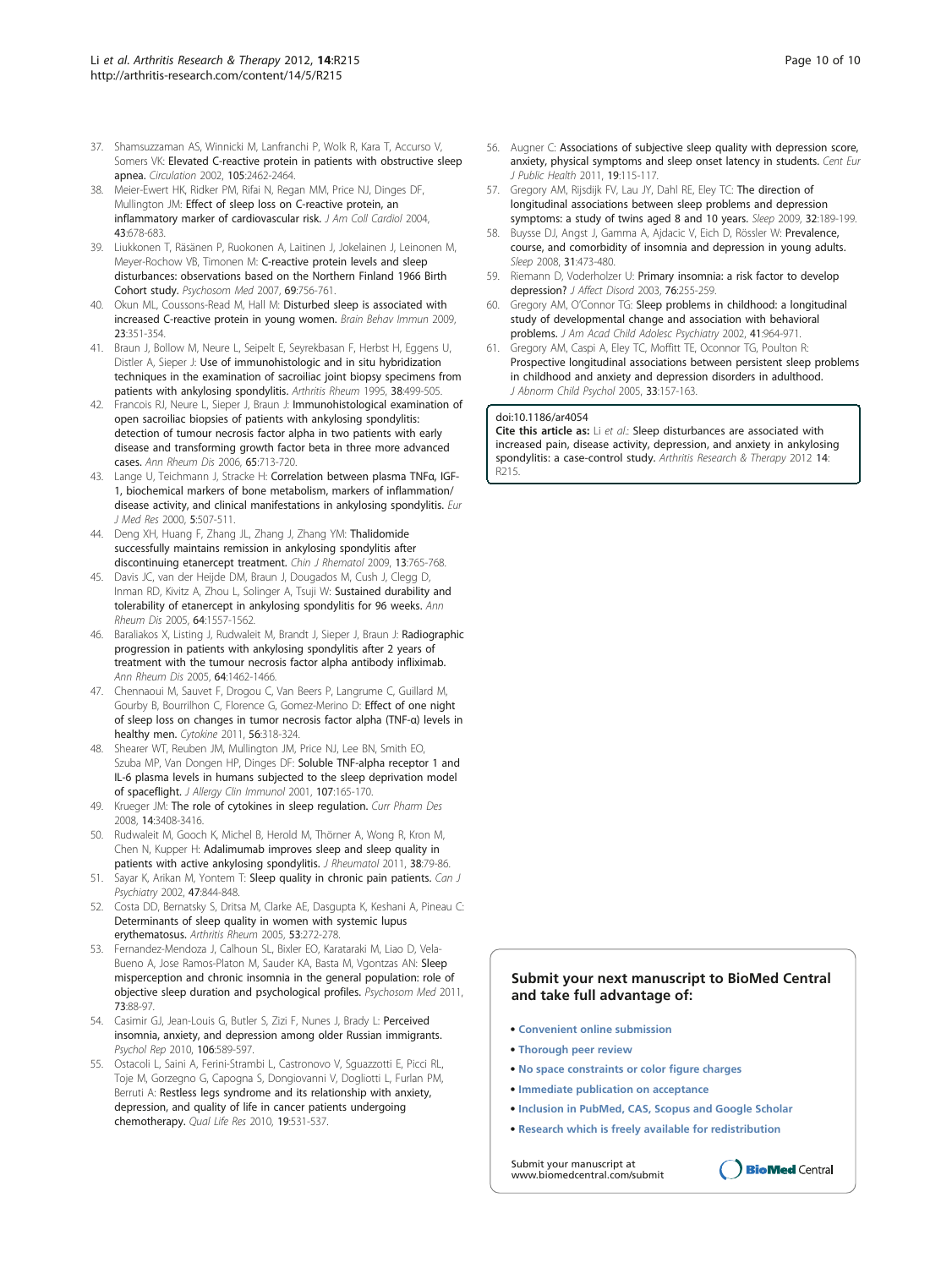37. Shamsuzzaman AS, Winnicki M, Lanfranchi P, Wolk R, Kara T, Accurso V, Somers VK: **Elevated C-reactive protein in patients with obstructive sleep apnea.** *Circulation* 2002, **105**:2462-2464.
38. Meier-Ewert HK, Ridker PM, Rifai N, Regan MM, Price NJ, Dinges DF, Mullington JM: **Effect of sleep loss on C-reactive protein, an inflammatory marker of cardiovascular risk.** *J Am Coll Cardiol* 2004, **43**:678-683.
39. Liukkonen T, Räsänen P, Ruokonen A, Laitinen J, Jokelainen J, Leinonen M, Meyer-Rochow VB, Timonen M: **C-reactive protein levels and sleep disturbances: observations based on the Northern Finland 1966 Birth Cohort study.** *Psychosom Med* 2007, **69**:756-761.
40. Okun ML, Coussons-Read M, Hall M: **Disturbed sleep is associated with increased C-reactive protein in young women.** *Brain Behav Immun* 2009, **23**:351-354.
41. Braun J, Bollow M, Neure L, Seipelt E, Seyrekbasan F, Herbst H, Eggens U, Distler A, Sieper J: **Use of immunohistologic and in situ hybridization techniques in the examination of sacroiliac joint biopsy specimens from patients with ankylosing spondylitis.** *Arthritis Rheum* 1995, **38**:499-505.
42. Francois RJ, Neure L, Sieper J, Braun J: **Immunohistological examination of open sacroiliac biopsies of patients with ankylosing spondylitis: detection of tumour necrosis factor alpha in two patients with early disease and transforming growth factor beta in three more advanced cases.** *Ann Rheum Dis* 2006, **65**:713-720.
43. Lange U, Teichmann J, Stracke H: **Correlation between plasma TNFα, IGF-1, biochemical markers of bone metabolism, markers of inflammation/disease activity, and clinical manifestations in ankylosing spondylitis.** *Eur J Med Res* 2000, **5**:507-511.
44. Deng XH, Huang F, Zhang JL, Zhang J, Zhang YM: **Thalidomide successfully maintains remission in ankylosing spondylitis after discontinuing etanercept treatment.** *Chin J Rhematol* 2009, **13**:765-768.
45. Davis JC, van der Heijde DM, Braun J, Dougados M, Cush J, Clegg D, Inman RD, Kivitz A, Zhou L, Solinger A, Tsuji W: **Sustained durability and tolerability of etanercept in ankylosing spondylitis for 96 weeks.** *Ann Rheum Dis* 2005, **64**:1557-1562.
46. Baraliakos X, Listing J, Rudwaleit M, Brandt J, Sieper J, Braun J: **Radiographic progression in patients with ankylosing spondylitis after 2 years of treatment with the tumour necrosis factor alpha antibody infliximab.** *Ann Rheum Dis* 2005, **64**:1462-1466.
47. Chennaoui M, Sauvet F, Drogou C, Van Beers P, Langrume C, Guillard M, Gourby B, Bourrilhon C, Florence G, Gomez-Merino D: **Effect of one night of sleep loss on changes in tumor necrosis factor alpha (TNF-α) levels in healthy men.** *Cytokine* 2011, **56**:318-324.
48. Shearer WT, Reuben JM, Mullington JM, Price NJ, Lee BN, Smith EO, Szuba MP, Van Dongen HP, Dinges DF: **Soluble TNF-alpha receptor 1 and IL-6 plasma levels in humans subjected to the sleep deprivation model of spaceflight.** *J Allergy Clin Immunol* 2001, **107**:165-170.
49. Krueger JM: **The role of cytokines in sleep regulation.** *Curr Pharm Des* 2008, **14**:3408-3416.
50. Rudwaleit M, Gooch K, Michel B, Herold M, Thörner A, Wong R, Kron M, Chen N, Kupper H: **Adalimumab improves sleep and sleep quality in patients with active ankylosing spondylitis.** *J Rheumatol* 2011, **38**:79-86.
51. Sayar K, Arikan M, Yontem T: **Sleep quality in chronic pain patients.** *Can J Psychiatry* 2002, **47**:844-848.
52. Costa DD, Bernatsky S, Dritsa M, Clarke AE, Dasgupta K, Keshani A, Pineau C: **Determinants of sleep quality in women with systemic lupus erythematosus.** *Arthritis Rheum* 2005, **53**:272-278.
53. Fernandez-Mendoza J, Calhoun SL, Bixler EO, Karataraki M, Liao D, Vela-Bueno A, Jose Ramos-Platon M, Sauder KA, Basta M, Vgontzas AN: **Sleep misperception and chronic insomnia in the general population: role of objective sleep duration and psychological profiles.** *Psychosom Med* 2011, **73**:88-97.
54. Casimir GJ, Jean-Louis G, Butler S, Zizi F, Nunes J, Brady L: **Perceived insomnia, anxiety, and depression among older Russian immigrants.** *Psychol Rep* 2010, **106**:589-597.
55. Ostacoli L, Saini A, Ferini-Strambi L, Castronovo V, Sguazzotti E, Picci RL, Toje M, Gorzegno G, Capogna S, Dongiovanni V, Dogliotti L, Furlan PM, Berruti A: **Restless legs syndrome and its relationship with anxiety, depression, and quality of life in cancer patients undergoing chemotherapy.** *Qual Life Res* 2010, **19**:531-537.
56. Augner C: **Associations of subjective sleep quality with depression score, anxiety, physical symptoms and sleep onset latency in students.** *Cent Eur J Public Health* 2011, **19**:115-117.
57. Gregory AM, Rijsdijk FV, Lau JY, Dahl RE, Eley TC: **The direction of longitudinal associations between sleep problems and depression symptoms: a study of twins aged 8 and 10 years.** *Sleep* 2009, **32**:189-199.
58. Buysse DJ, Angst J, Gamma A, Ajdacic V, Eich D, Rössler W: **Prevalence, course, and comorbidity of insomnia and depression in young adults.** *Sleep* 2008, **31**:473-480.
59. Riemann D, Voderholzer U: **Primary insomnia: a risk factor to develop depression?** *J Affect Disord* 2003, **76**:255-259.
60. Gregory AM, O'Connor TG: **Sleep problems in childhood: a longitudinal study of developmental change and association with behavioral problems.** *J Am Acad Child Adolesc Psychiatry* 2002, **41**:964-971.
61. Gregory AM, Caspi A, Eley TC, Moffitt TE, Oconnor TG, Poulton R: **Prospective longitudinal associations between persistent sleep problems in childhood and anxiety and depression disorders in adulthood.** *J Abnorm Child Psychol* 2005, **33**:157-163.

doi:10.1186/ar4054

**Cite this article as:** Li *et al.*: Sleep disturbances are associated with increased pain, disease activity, depression, and anxiety in ankylosing spondylitis: a case-control study. *Arthritis Research & Therapy* 2012 **14**: R215.

**Submit your next manuscript to BioMed Central and take full advantage of:**

- **Convenient online submission**
- **Thorough peer review**
- **No space constraints or color figure charges**
- **Immediate publication on acceptance**
- **Inclusion in PubMed, CAS, Scopus and Google Scholar**
- **Research which is freely available for redistribution**

Submit your manuscript at www.biomedcentral.com/submit

BioMed Central